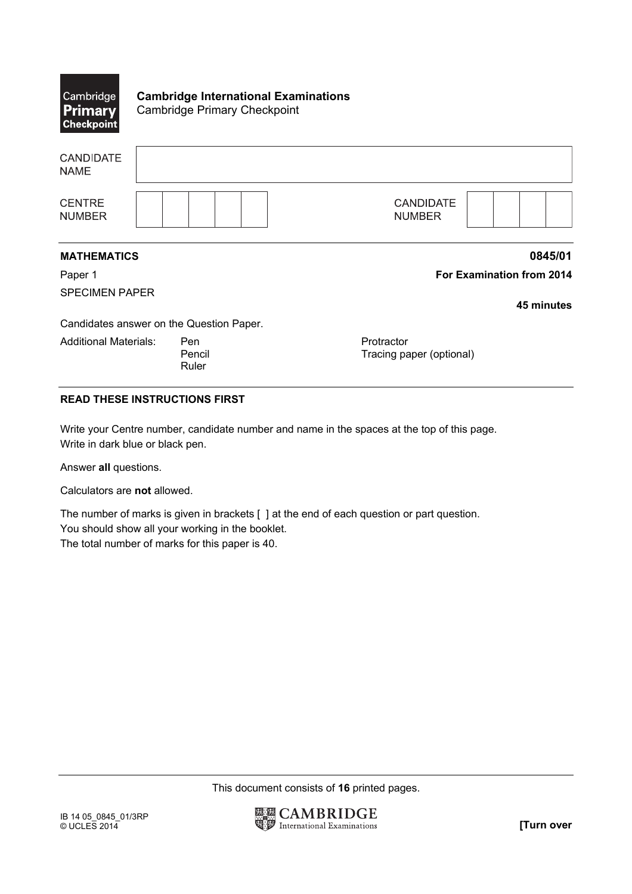**Cambridge International Examinations**
Cambridge Primary Checkpoint

| | |
|---|---|
| CANDIDATE NAME | |
| CENTRE NUMBER | |
| CANDIDATE NUMBER | |

**MATHEMATICS** **0845/01**

Paper 1 **For Examination from 2014**

SPECIMEN PAPER

**45 minutes**

Candidates answer on the Question Paper.

Additional Materials: Pen, Pencil, Ruler, Protractor, Tracing paper (optional)

**READ THESE INSTRUCTIONS FIRST**

Write your Centre number, candidate number and name in the spaces at the top of this page.
Write in dark blue or black pen.

Answer **all** questions.

Calculators are **not** allowed.

The number of marks is given in brackets [ ] at the end of each question or part question.
You should show all your working in the booklet.
The total number of marks for this paper is 40.

This document consists of **16** printed pages.

IB 14 05_0845_01/3RP
© UCLES 2014

**[Turn over**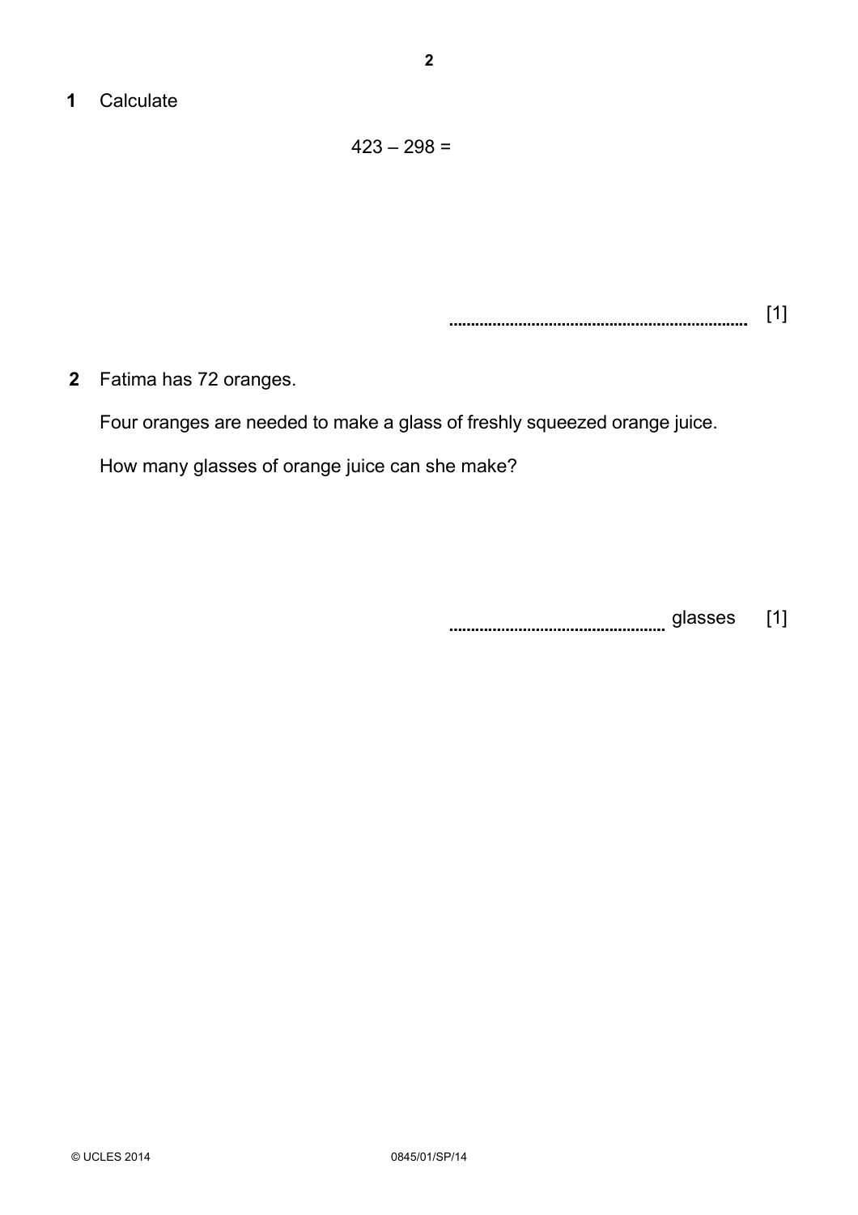**1** Calculate

$$423 - 298 =$$

.................................................................... [1]

**2** Fatima has 72 oranges.

Four oranges are needed to make a glass of freshly squeezed orange juice.

How many glasses of orange juice can she make?

................................................ glasses [1]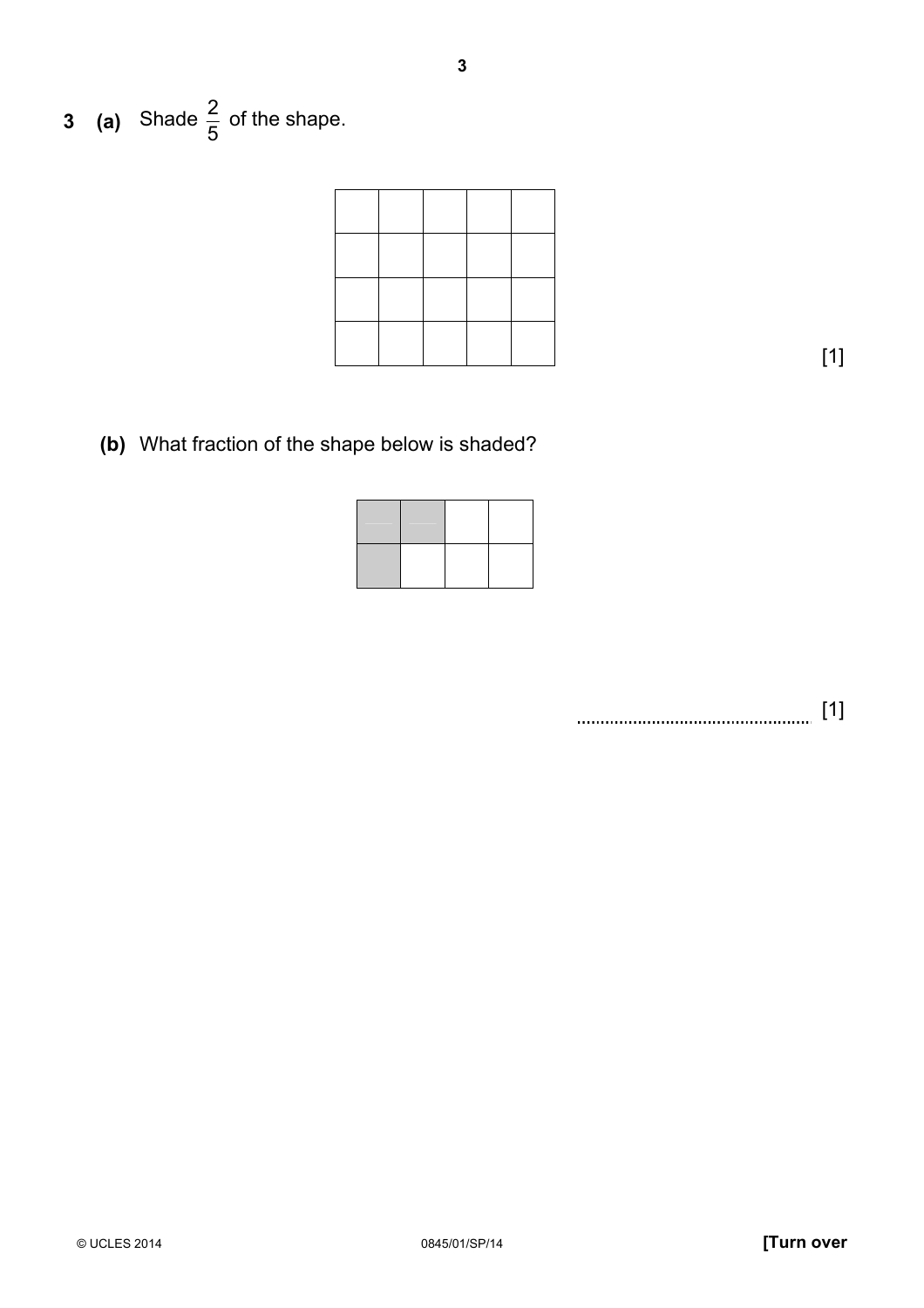**3** **(a)** Shade $\frac{2}{5}$ of the shape.

|  |  |  |  |  |
|---|---|---|---|---|
|  |  |  |  |  |
|  |  |  |  |  |
|  |  |  |  |  |

[1]

**(b)** What fraction of the shape below is shaded?

.................................................. [1]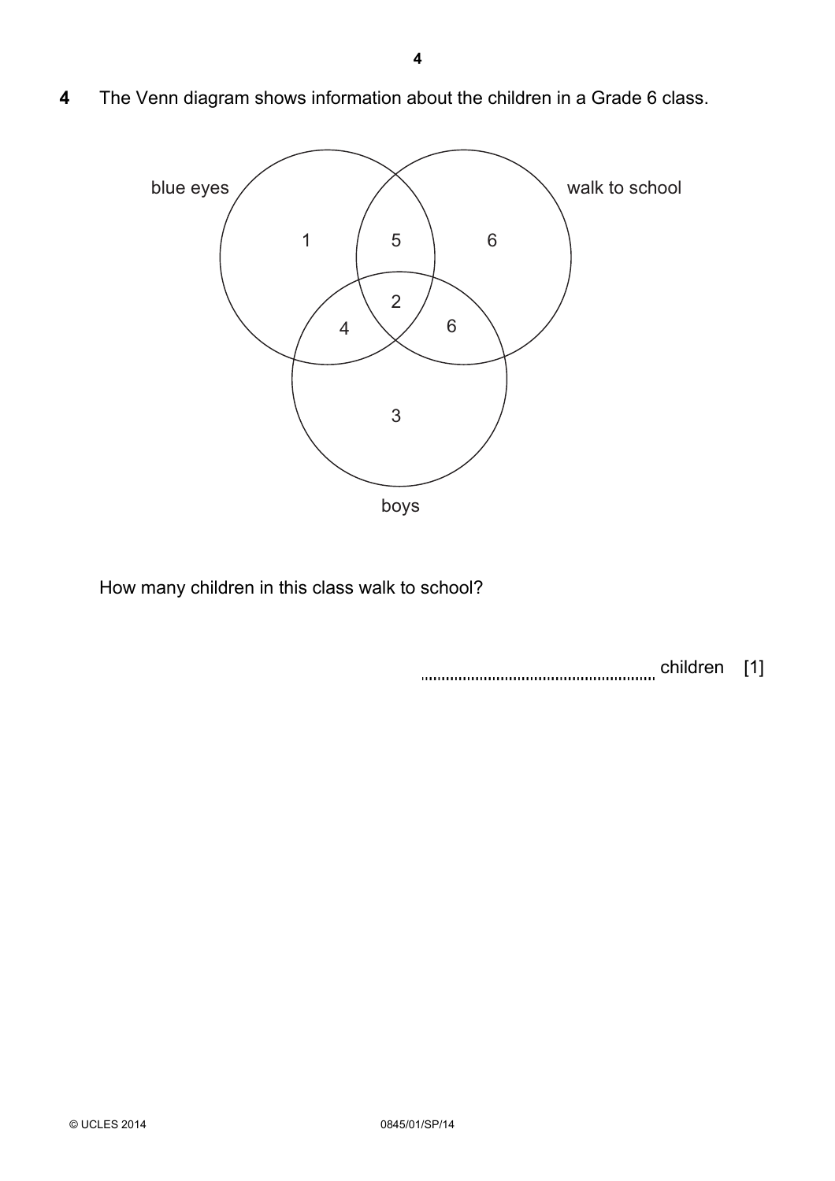**4** The Venn diagram shows information about the children in a Grade 6 class.

blue eyes

walk to school

1

5

6

2

4

6

3

boys

How many children in this class walk to school?

.................................................... children [1]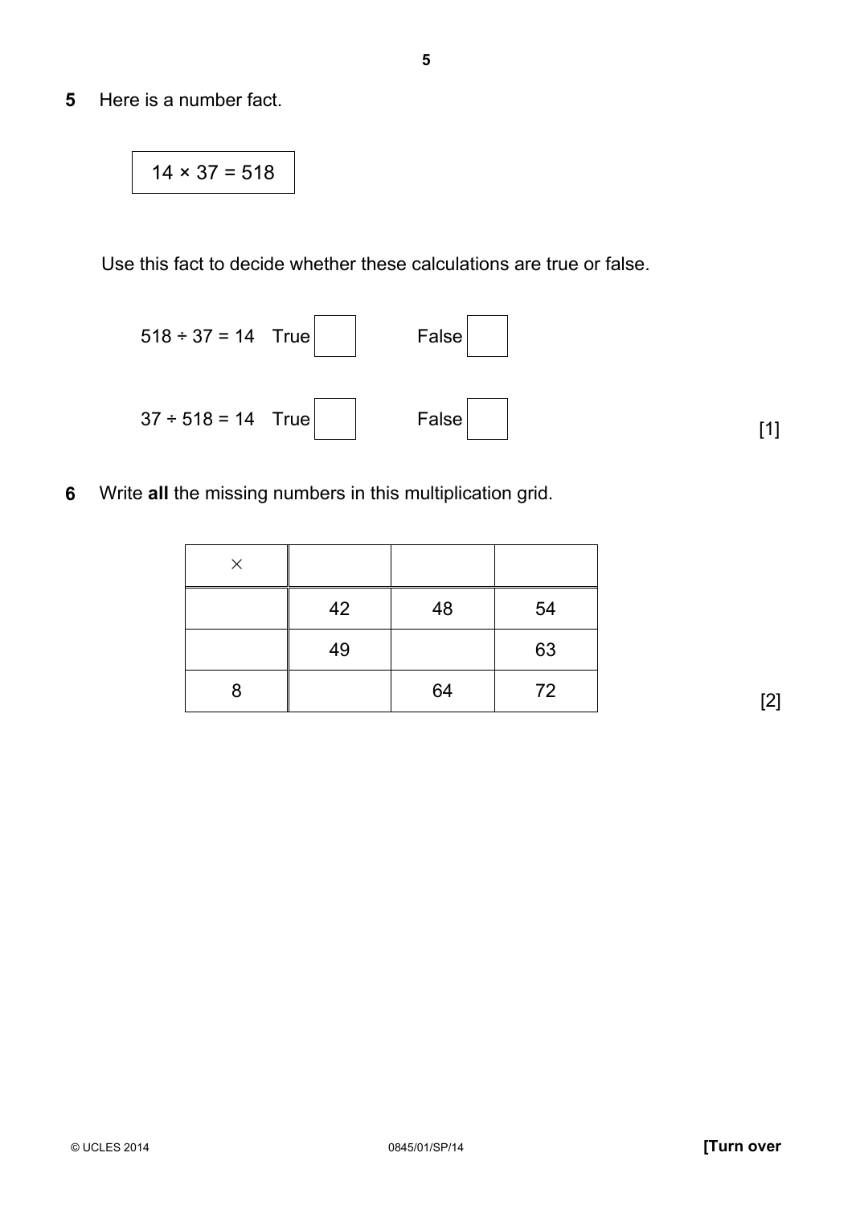**5** Here is a number fact.

$$14 \times 37 = 518$$

Use this fact to decide whether these calculations are true or false.

$518 \div 37 = 14$ True ☐ False ☐

$37 \div 518 = 14$ True ☐ False ☐

[1]

**6** Write **all** the missing numbers in this multiplication grid.

| × | | | |
|---|---|---|---|
| | 42 | 48 | 54 |
| | 49 | | 63 |
| 8 | | 64 | 72 |

[2]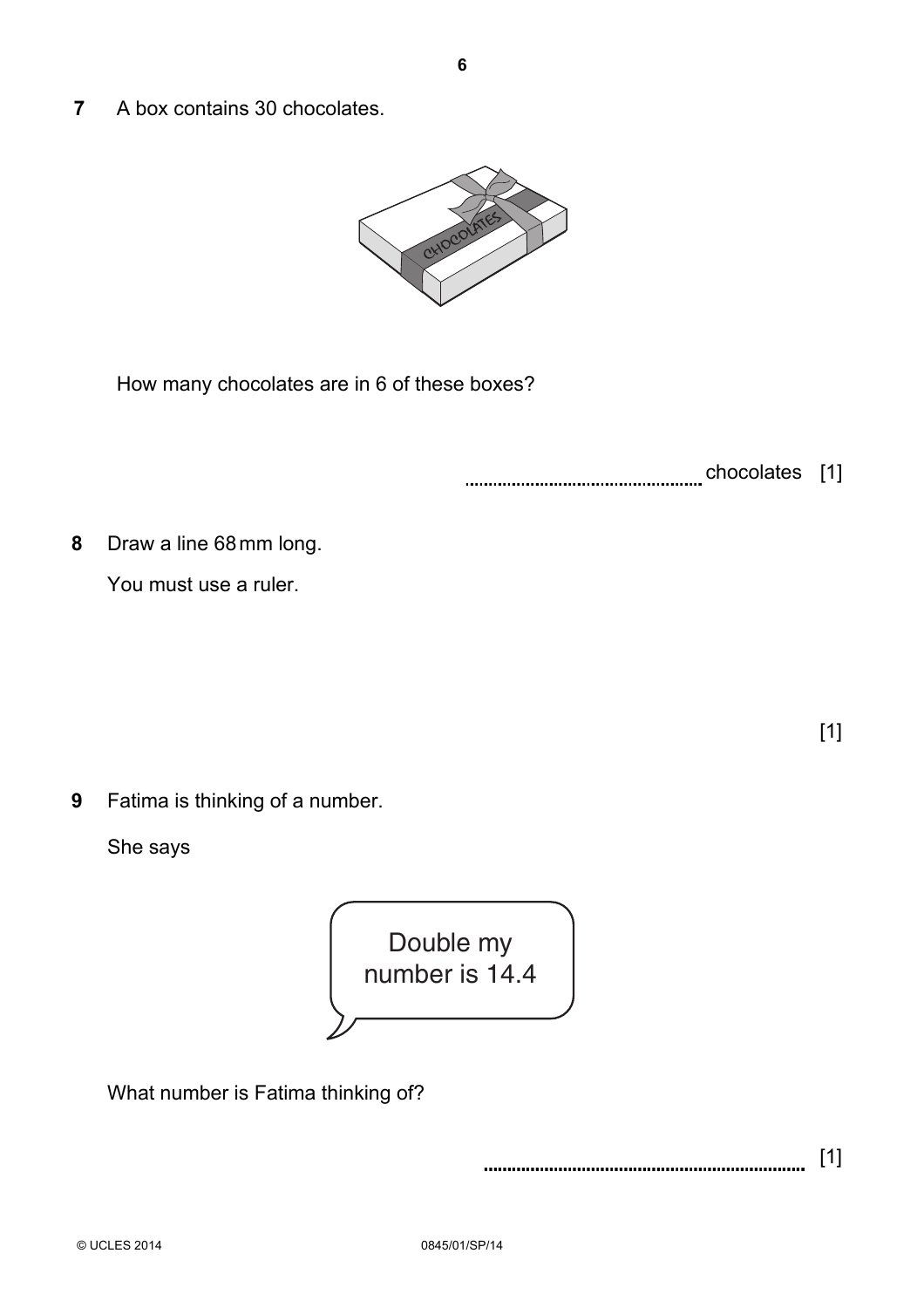**7** A box contains 30 chocolates.

How many chocolates are in 6 of these boxes?

.................................................. chocolates [1]

**8** Draw a line 68 mm long.

You must use a ruler.

[1]

**9** Fatima is thinking of a number.

She says

Double my number is 14.4

What number is Fatima thinking of?

.................................................................. [1]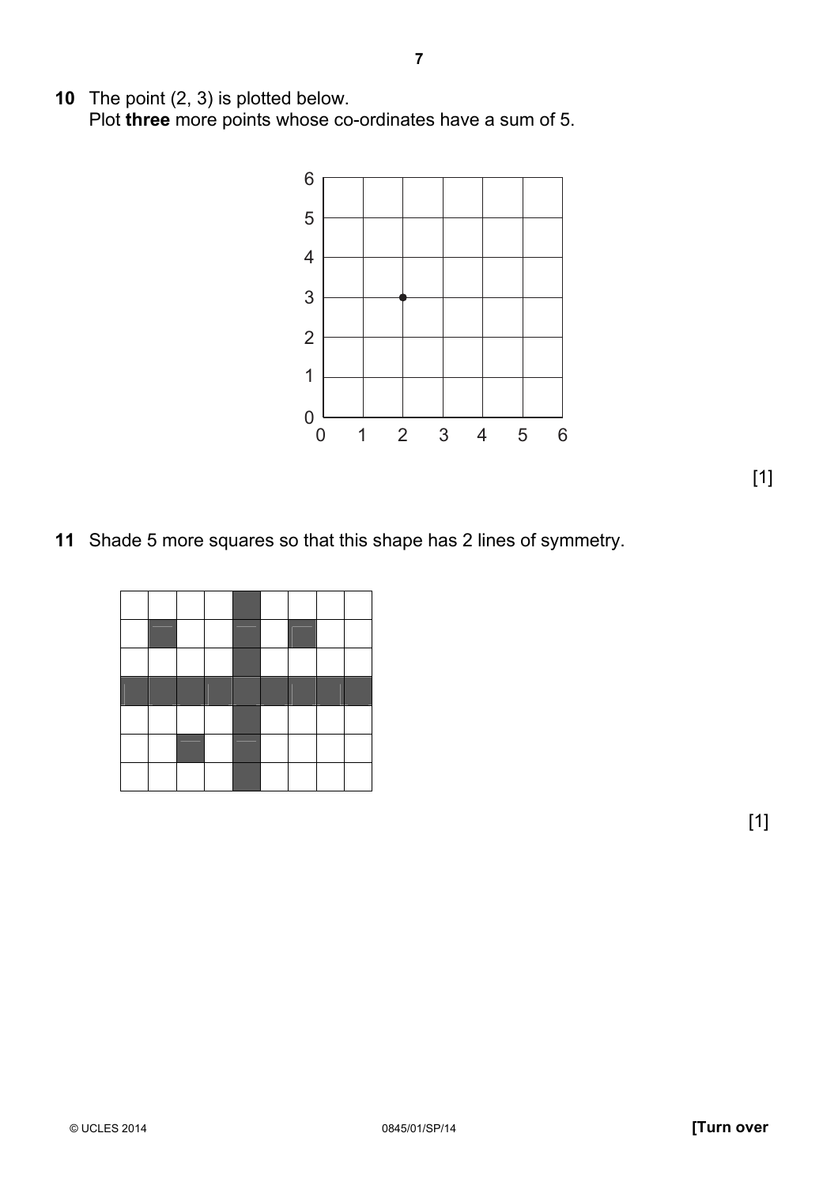**10** The point (2, 3) is plotted below.
Plot **three** more points whose co-ordinates have a sum of 5.

[1]

**11** Shade 5 more squares so that this shape has 2 lines of symmetry.

[1]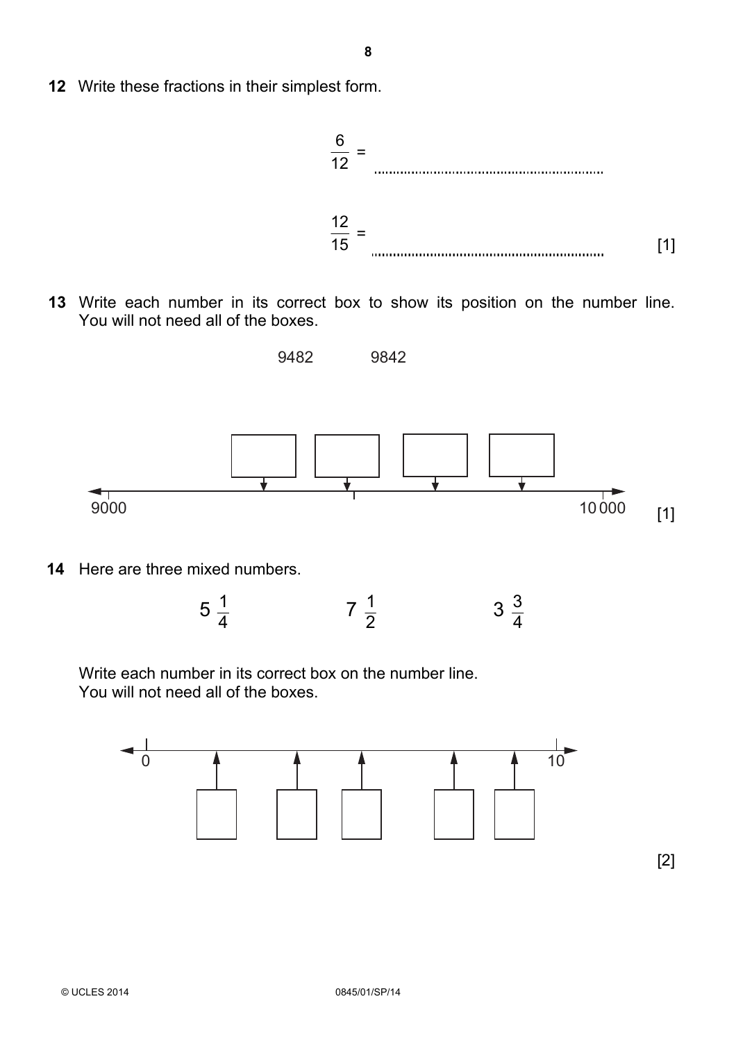**12** Write these fractions in their simplest form.

$$\frac{6}{12} = \text{.................................}$$

$$\frac{12}{15} = \text{.................................}$$

[1]

**13** Write each number in its correct box to show its position on the number line.
You will not need all of the boxes.

9482 &nbsp;&nbsp;&nbsp;&nbsp;&nbsp;&nbsp; 9842

9000 &nbsp;&nbsp;&nbsp;&nbsp;&nbsp;&nbsp; 10 000

[1]

**14** Here are three mixed numbers.

$$5\frac{1}{4} \qquad\qquad 7\frac{1}{2} \qquad\qquad 3\frac{3}{4}$$

Write each number in its correct box on the number line.
You will not need all of the boxes.

0 &nbsp;&nbsp;&nbsp;&nbsp;&nbsp;&nbsp; 10

[2]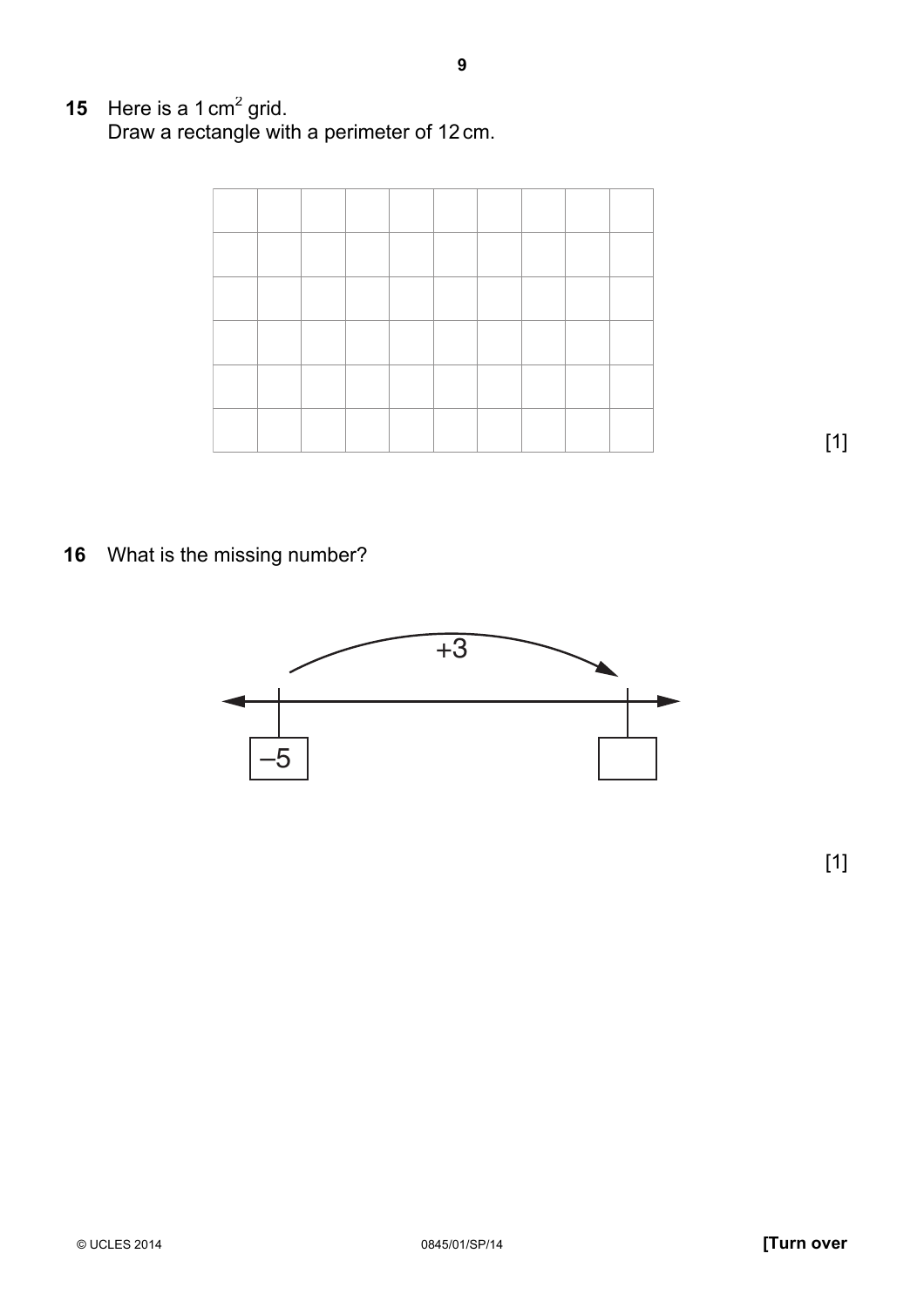**15** Here is a $1\,cm^2$ grid.
Draw a rectangle with a perimeter of 12 cm.

| | | | | | | | | | |
|---|---|---|---|---|---|---|---|---|---|
| | | | | | | | | | |
| | | | | | | | | | |
| | | | | | | | | | |
| | | | | | | | | | |
| | | | | | | | | | |

[1]

**16** What is the missing number?

+3

–5 → ☐

[1]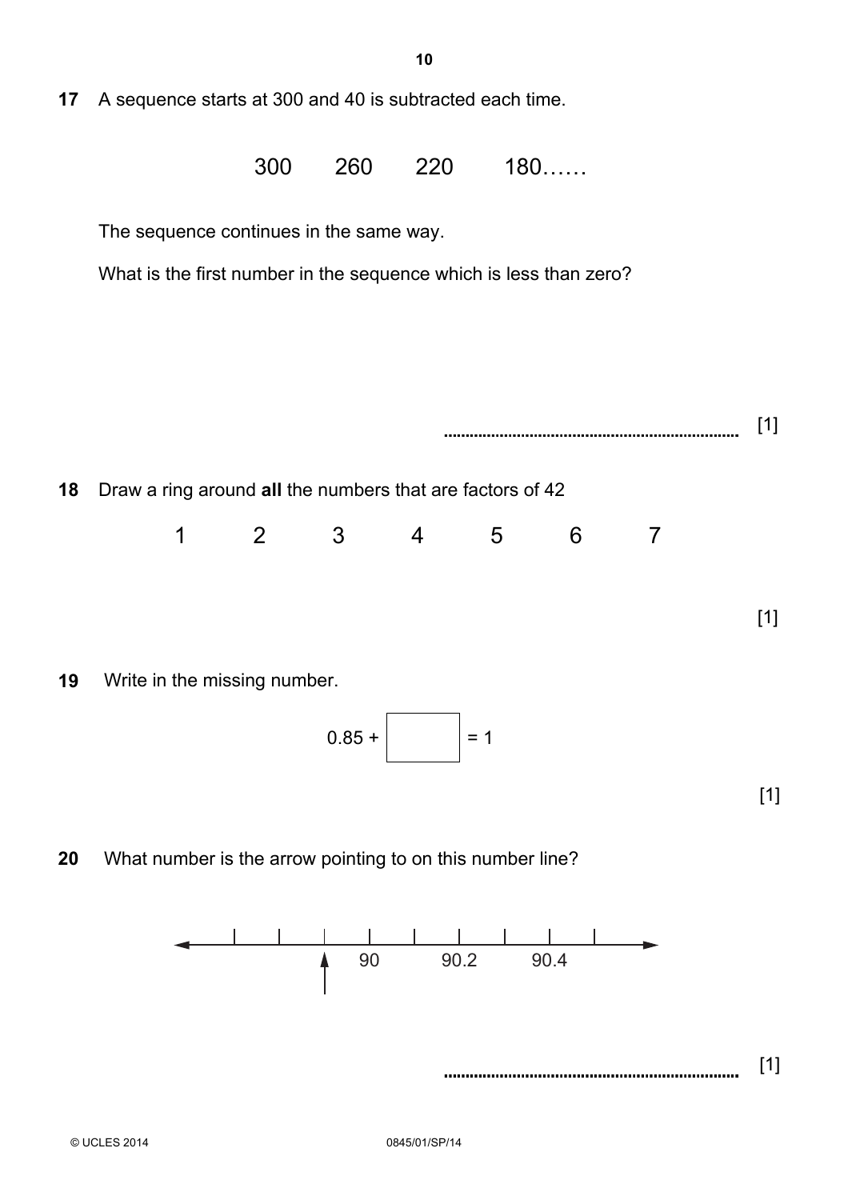**17** A sequence starts at 300 and 40 is subtracted each time.

300 260 220 180……

The sequence continues in the same way.

What is the first number in the sequence which is less than zero?

.................................................................... [1]

**18** Draw a ring around **all** the numbers that are factors of 42

1 2 3 4 5 6 7

[1]

**19** Write in the missing number.

$$0.85 + \boxed{\phantom{00}} = 1$$

[1]

**20** What number is the arrow pointing to on this number line?

(Number line with tick marks labelled 90, 90.2, 90.4; the arrow points to the tick before 90.)

.................................................................... [1]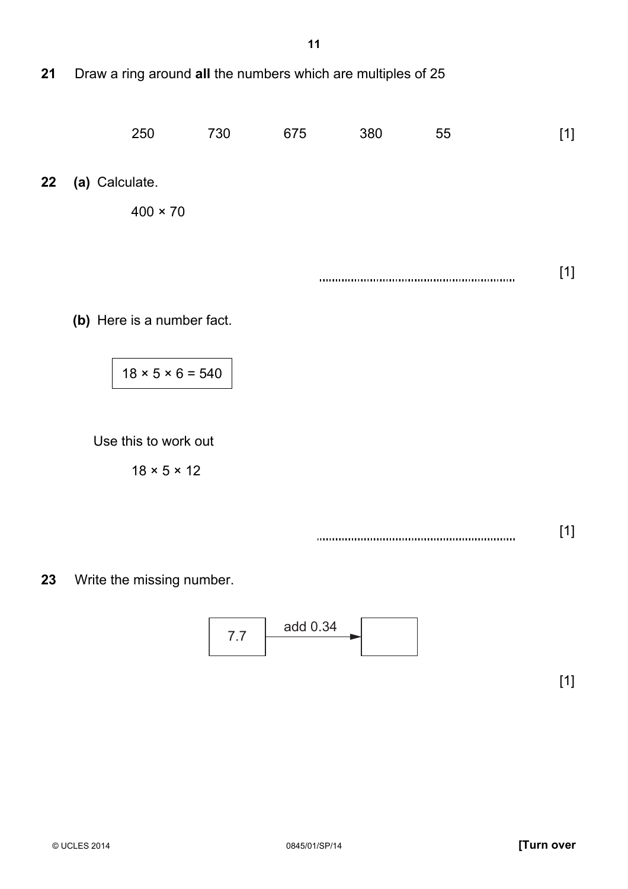**21** Draw a ring around **all** the numbers which are multiples of 25

250 730 675 380 55 [1]

**22** **(a)** Calculate.

$400 \times 70$

.................................................. [1]

**(b)** Here is a number fact.

| $18 \times 5 \times 6 = 540$ |
|---|

Use this to work out

$18 \times 5 \times 12$

.................................................. [1]

**23** Write the missing number.

| 7.7 | add 0.34 → | |
|---|---|---|

[1]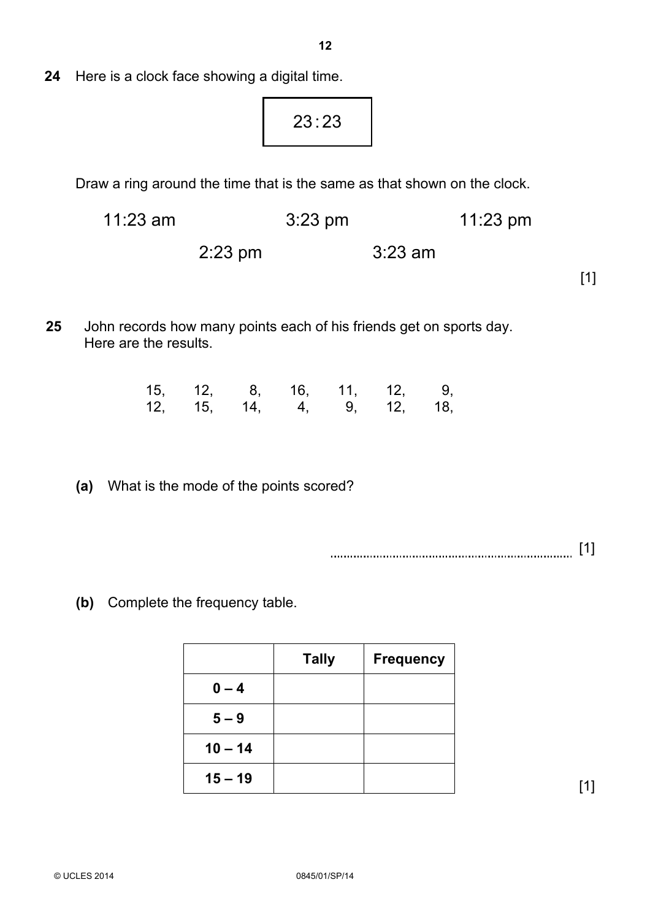**24** Here is a clock face showing a digital time.

| 23:23 |
|---|

Draw a ring around the time that is the same as that shown on the clock.

11:23 am        3:23 pm        11:23 pm

2:23 pm        3:23 am

[1]

**25** John records how many points each of his friends get on sports day.
Here are the results.

15, 12, 8, 16, 11, 12, 9,
12, 15, 14, 4, 9, 12, 18,

**(a)** What is the mode of the points scored?

.......................................................................... [1]

**(b)** Complete the frequency table.

| | **Tally** | **Frequency** |
|---|---|---|
| **0 – 4** | | |
| **5 – 9** | | |
| **10 – 14** | | |
| **15 – 19** | | |

[1]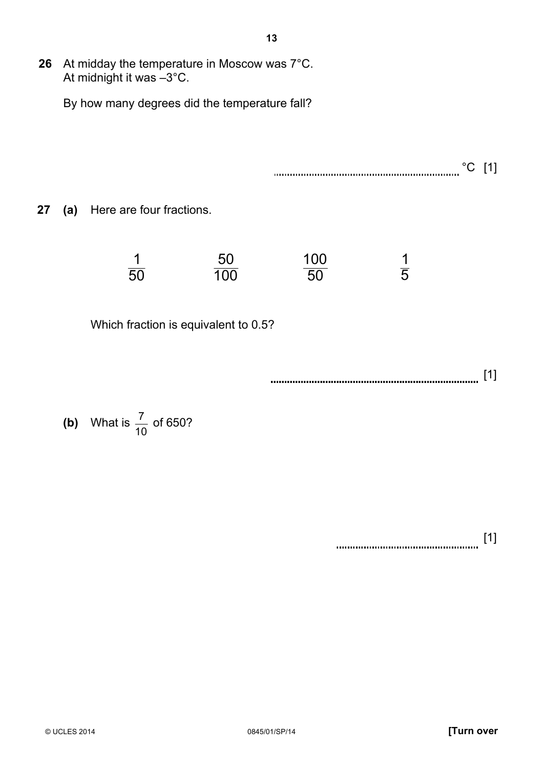**26** At midday the temperature in Moscow was 7°C.
At midnight it was –3°C.

By how many degrees did the temperature fall?

.................................................................. °C [1]

**27** **(a)** Here are four fractions.

$$\frac{1}{50} \qquad \frac{50}{100} \qquad \frac{100}{50} \qquad \frac{1}{5}$$

Which fraction is equivalent to 0.5?

.......................................................................... [1]

**(b)** What is $\frac{7}{10}$ of 650?

.................................................. [1]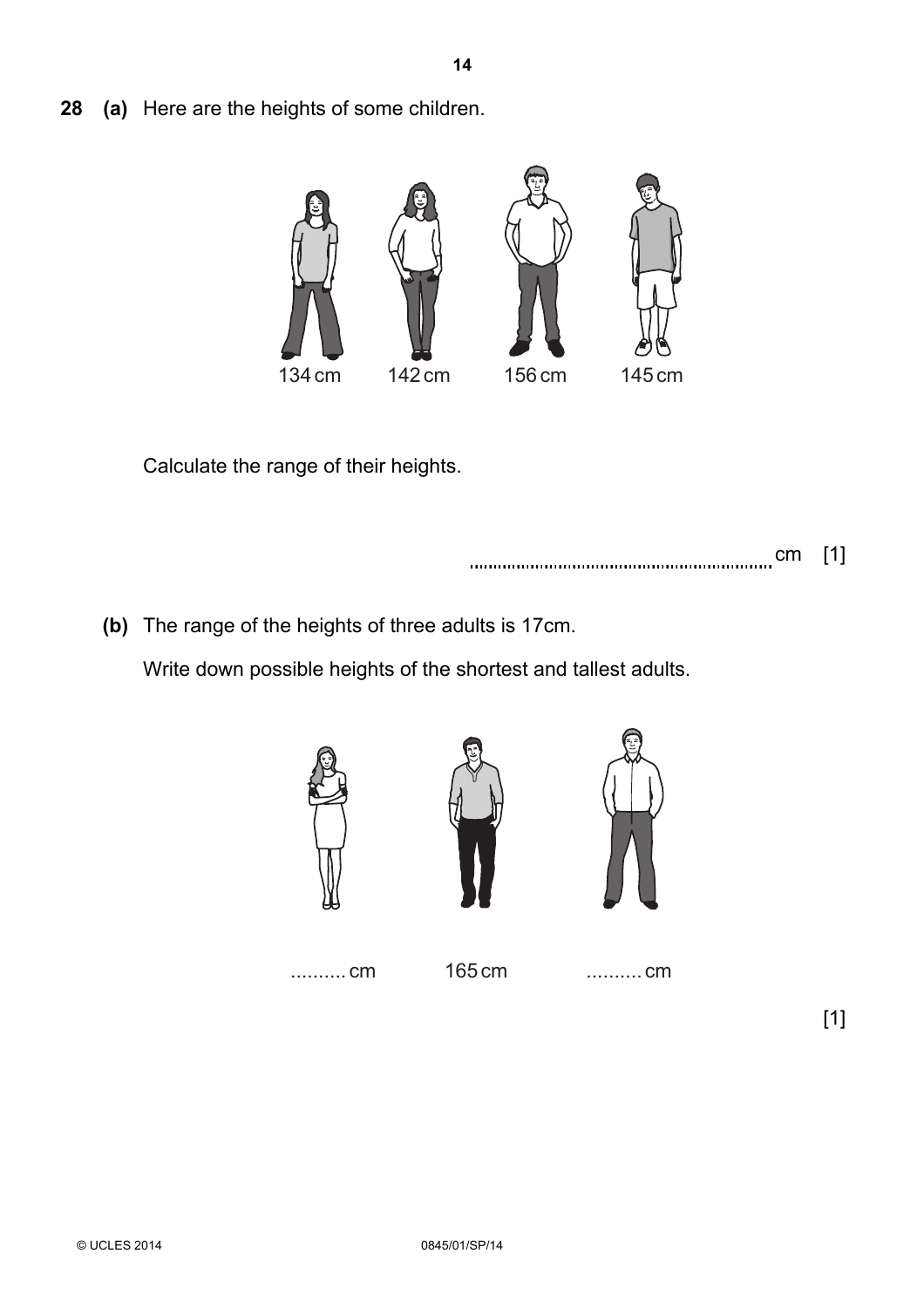**28 (a)** Here are the heights of some children.

134 cm   142 cm   156 cm   145 cm

Calculate the range of their heights.

.................................................... cm [1]

**(b)** The range of the heights of three adults is 17cm.

Write down possible heights of the shortest and tallest adults.

.......... cm   165 cm   .......... cm

[1]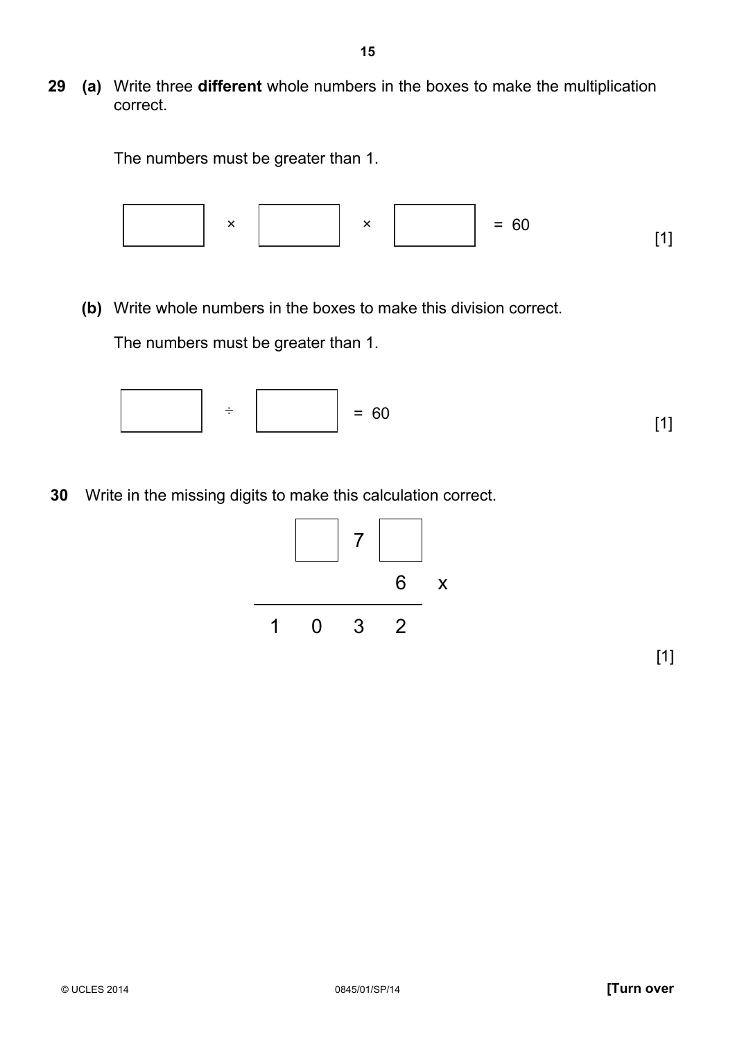**29** **(a)** Write three **different** whole numbers in the boxes to make the multiplication correct.

The numbers must be greater than 1.

$\square \times \square \times \square = 60$ [1]

**(b)** Write whole numbers in the boxes to make this division correct.

The numbers must be greater than 1.

$\square \div \square = 60$ [1]

**30** Write in the missing digits to make this calculation correct.

$$
\begin{array}{r}
\square\ 7\ \square \\
6\ \times \\
\hline
1\ 0\ 3\ 2
\end{array}
$$

[1]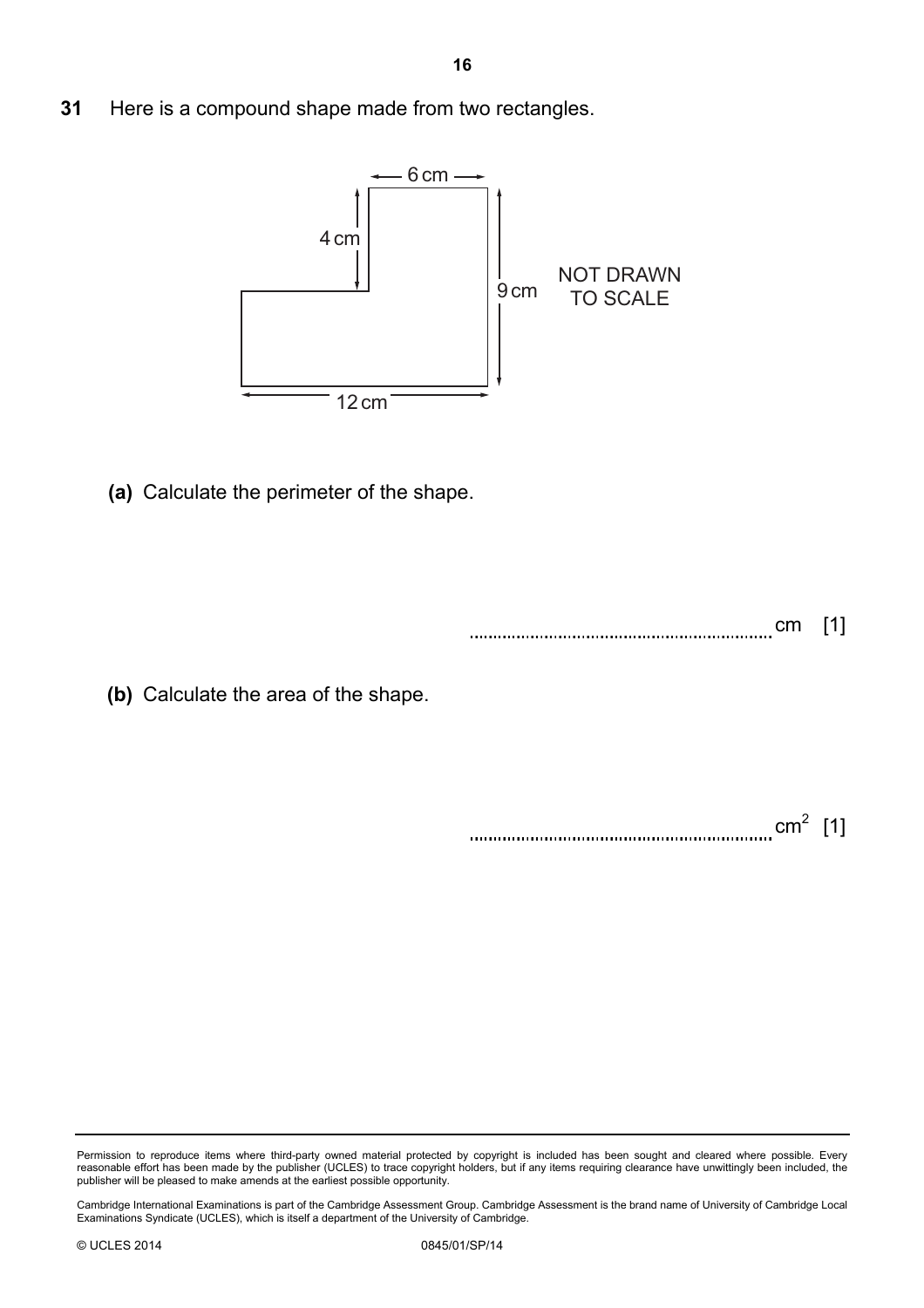**31** Here is a compound shape made from two rectangles.

6 cm

4 cm

9 cm

NOT DRAWN TO SCALE

12 cm

**(a)** Calculate the perimeter of the shape.

................................................................ cm [1]

**(b)** Calculate the area of the shape.

................................................................ $cm^2$ [1]

Permission to reproduce items where third-party owned material protected by copyright is included has been sought and cleared where possible. Every reasonable effort has been made by the publisher (UCLES) to trace copyright holders, but if any items requiring clearance have unwittingly been included, the publisher will be pleased to make amends at the earliest possible opportunity.

Cambridge International Examinations is part of the Cambridge Assessment Group. Cambridge Assessment is the brand name of University of Cambridge Local Examinations Syndicate (UCLES), which is itself a department of the University of Cambridge.